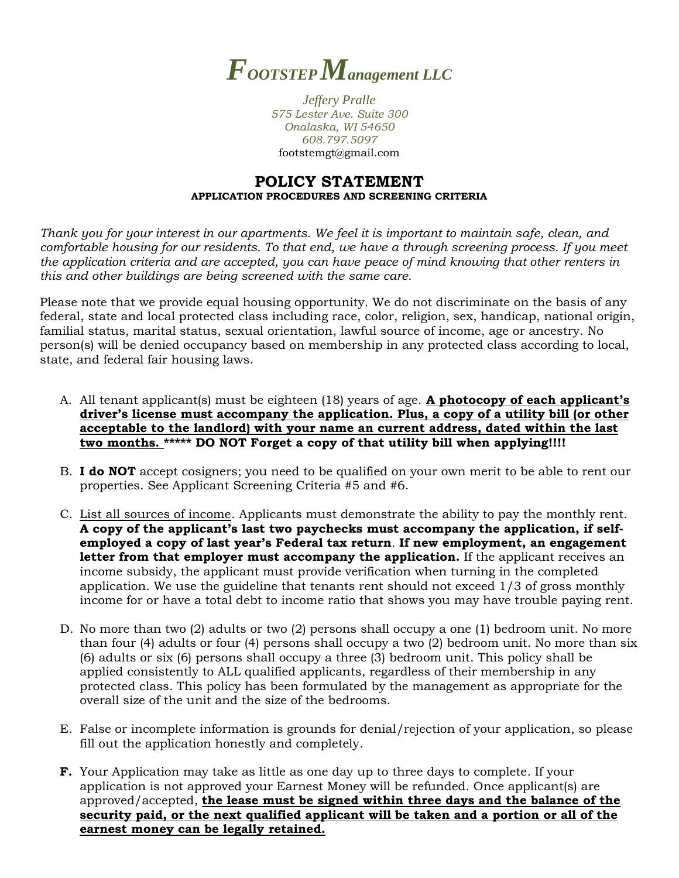# *FOOTSTEP Management LLC*

*Jeffery Pralle*
*575 Lester Ave. Suite 300*
*Onalaska, WI 54650*
*608.797.5097*
footstemgt@gmail.com

## POLICY STATEMENT

### APPLICATION PROCEDURES AND SCREENING CRITERIA

*Thank you for your interest in our apartments. We feel it is important to maintain safe, clean, and comfortable housing for our residents. To that end, we have a through screening process. If you meet the application criteria and are accepted, you can have peace of mind knowing that other renters in this and other buildings are being screened with the same care.*

Please note that we provide equal housing opportunity. We do not discriminate on the basis of any federal, state and local protected class including race, color, religion, sex, handicap, national origin, familial status, marital status, sexual orientation, lawful source of income, age or ancestry. No person(s) will be denied occupancy based on membership in any protected class according to local, state, and federal fair housing laws.

A. All tenant applicant(s) must be eighteen (18) years of age. **A photocopy of each applicant's driver's license must accompany the application. Plus, a copy of a utility bill (or other acceptable to the landlord) with your name an current address, dated within the last two months. \*\*\*\*\* DO NOT Forget a copy of that utility bill when applying!!!!**

B. **I do NOT** accept cosigners; you need to be qualified on your own merit to be able to rent our properties. See Applicant Screening Criteria #5 and #6.

C. List all sources of income. Applicants must demonstrate the ability to pay the monthly rent. **A copy of the applicant's last two paychecks must accompany the application, if self-employed a copy of last year's Federal tax return**. **If new employment, an engagement letter from that employer must accompany the application.** If the applicant receives an income subsidy, the applicant must provide verification when turning in the completed application. We use the guideline that tenants rent should not exceed 1/3 of gross monthly income for or have a total debt to income ratio that shows you may have trouble paying rent.

D. No more than two (2) adults or two (2) persons shall occupy a one (1) bedroom unit. No more than four (4) adults or four (4) persons shall occupy a two (2) bedroom unit. No more than six (6) adults or six (6) persons shall occupy a three (3) bedroom unit. This policy shall be applied consistently to ALL qualified applicants, regardless of their membership in any protected class. This policy has been formulated by the management as appropriate for the overall size of the unit and the size of the bedrooms.

E. False or incomplete information is grounds for denial/rejection of your application, so please fill out the application honestly and completely.

**F.** Your Application may take as little as one day up to three days to complete. If your application is not approved your Earnest Money will be refunded. Once applicant(s) are approved/accepted, **the lease must be signed within three days and the balance of the security paid, or the next qualified applicant will be taken and a portion or all of the earnest money can be legally retained.**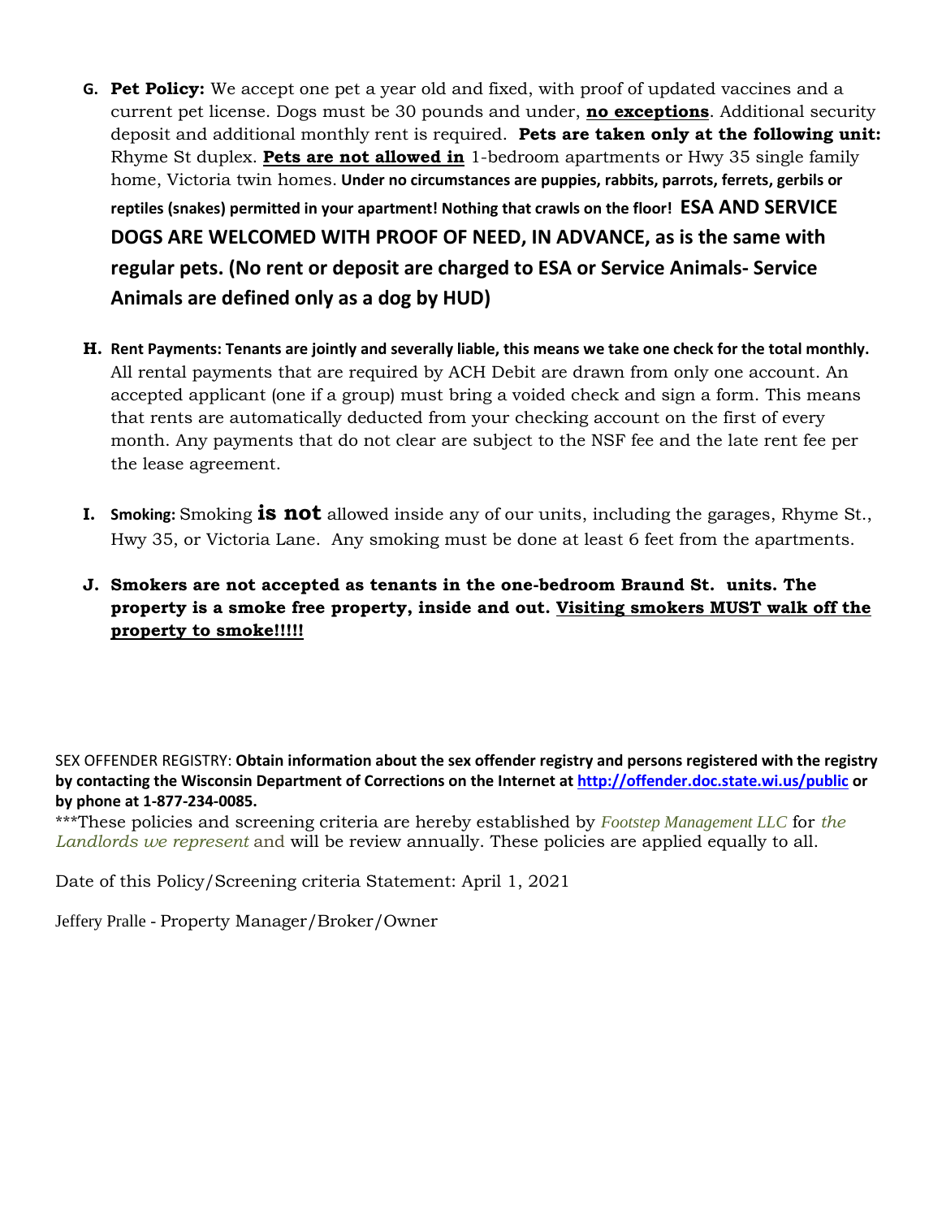G. **Pet Policy:** We accept one pet a year old and fixed, with proof of updated vaccines and a current pet license. Dogs must be 30 pounds and under, **no exceptions**. Additional security deposit and additional monthly rent is required. **Pets are taken only at the following unit:** Rhyme St duplex. **Pets are not allowed in** 1-bedroom apartments or Hwy 35 single family home, Victoria twin homes. **Under no circumstances are puppies, rabbits, parrots, ferrets, gerbils or reptiles (snakes) permitted in your apartment! Nothing that crawls on the floor! ESA AND SERVICE DOGS ARE WELCOMED WITH PROOF OF NEED, IN ADVANCE, as is the same with regular pets. (No rent or deposit are charged to ESA or Service Animals- Service Animals are defined only as a dog by HUD)**

H. **Rent Payments: Tenants are jointly and severally liable, this means we take one check for the total monthly.** All rental payments that are required by ACH Debit are drawn from only one account. An accepted applicant (one if a group) must bring a voided check and sign a form. This means that rents are automatically deducted from your checking account on the first of every month. Any payments that do not clear are subject to the NSF fee and the late rent fee per the lease agreement.

I. **Smoking:** Smoking **is not** allowed inside any of our units, including the garages, Rhyme St., Hwy 35, or Victoria Lane. Any smoking must be done at least 6 feet from the apartments.

J. **Smokers are not accepted as tenants in the one-bedroom Braund St. units. The property is a smoke free property, inside and out. Visiting smokers MUST walk off the property to smoke!!!!!**

SEX OFFENDER REGISTRY: **Obtain information about the sex offender registry and persons registered with the registry by contacting the Wisconsin Department of Corrections on the Internet at http://offender.doc.state.wi.us/public or by phone at 1-877-234-0085.**

***These policies and screening criteria are hereby established by *Footstep Management LLC* for *the Landlords we represent* and will be review annually. These policies are applied equally to all.

Date of this Policy/Screening criteria Statement: April 1, 2021

Jeffery Pralle - Property Manager/Broker/Owner